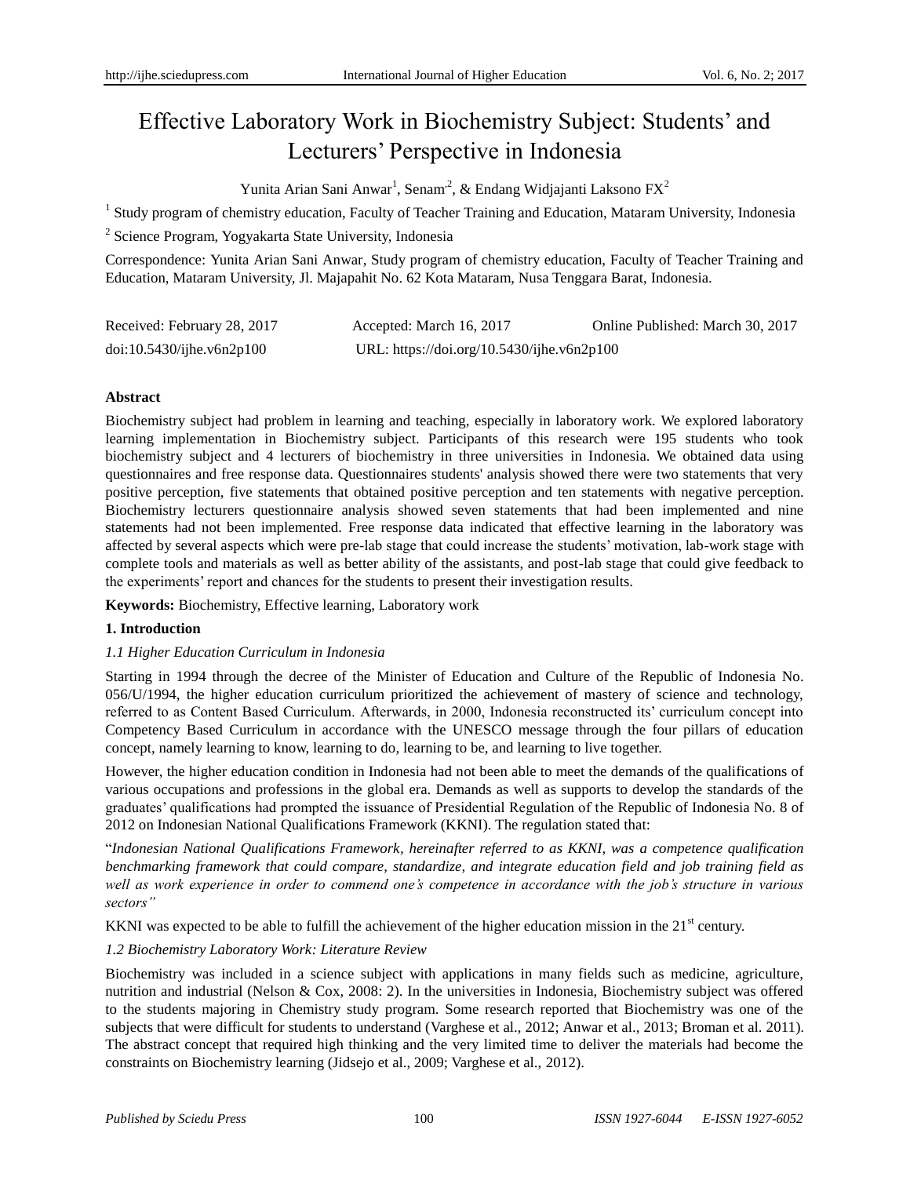# Effective Laboratory Work in Biochemistry Subject: Students' and Lecturers' Perspective in Indonesia

Yunita Arian Sani Anwar[1], Senam[2], & Endang Widjajanti Laksono FX[2]

[1] Study program of chemistry education, Faculty of Teacher Training and Education, Mataram University, Indonesia

[2] Science Program, Yogyakarta State University, Indonesia

Correspondence: Yunita Arian Sani Anwar, Study program of chemistry education, Faculty of Teacher Training and Education, Mataram University, Jl. Majapahit No. 62 Kota Mataram, Nusa Tenggara Barat, Indonesia.

Received: February 28, 2017 Accepted: March 16, 2017 Online Published: March 30, 2017

doi:10.5430/ijhe.v6n2p100 URL: https://doi.org/10.5430/ijhe.v6n2p100

**Abstract**

Biochemistry subject had problem in learning and teaching, especially in laboratory work. We explored laboratory learning implementation in Biochemistry subject. Participants of this research were 195 students who took biochemistry subject and 4 lecturers of biochemistry in three universities in Indonesia. We obtained data using questionnaires and free response data. Questionnaires students' analysis showed there were two statements that very positive perception, five statements that obtained positive perception and ten statements with negative perception. Biochemistry lecturers questionnaire analysis showed seven statements that had been implemented and nine statements had not been implemented. Free response data indicated that effective learning in the laboratory was affected by several aspects which were pre-lab stage that could increase the students' motivation, lab-work stage with complete tools and materials as well as better ability of the assistants, and post-lab stage that could give feedback to the experiments' report and chances for the students to present their investigation results.

**Keywords:** Biochemistry, Effective learning, Laboratory work

## 1. Introduction

### *1.1 Higher Education Curriculum in Indonesia*

Starting in 1994 through the decree of the Minister of Education and Culture of the Republic of Indonesia No. 056/U/1994, the higher education curriculum prioritized the achievement of mastery of science and technology, referred to as Content Based Curriculum. Afterwards, in 2000, Indonesia reconstructed its' curriculum concept into Competency Based Curriculum in accordance with the UNESCO message through the four pillars of education concept, namely learning to know, learning to do, learning to be, and learning to live together.

However, the higher education condition in Indonesia had not been able to meet the demands of the qualifications of various occupations and professions in the global era. Demands as well as supports to develop the standards of the graduates' qualifications had prompted the issuance of Presidential Regulation of the Republic of Indonesia No. 8 of 2012 on Indonesian National Qualifications Framework (KKNI). The regulation stated that:

"*Indonesian National Qualifications Framework, hereinafter referred to as KKNI, was a competence qualification benchmarking framework that could compare, standardize, and integrate education field and job training field as well as work experience in order to commend one's competence in accordance with the job's structure in various sectors"*

KKNI was expected to be able to fulfill the achievement of the higher education mission in the 21st century.

### *1.2 Biochemistry Laboratory Work: Literature Review*

Biochemistry was included in a science subject with applications in many fields such as medicine, agriculture, nutrition and industrial (Nelson & Cox, 2008: 2). In the universities in Indonesia, Biochemistry subject was offered to the students majoring in Chemistry study program. Some research reported that Biochemistry was one of the subjects that were difficult for students to understand (Varghese et al., 2012; Anwar et al., 2013; Broman et al. 2011). The abstract concept that required high thinking and the very limited time to deliver the materials had become the constraints on Biochemistry learning (Jidsejo et al., 2009; Varghese et al., 2012).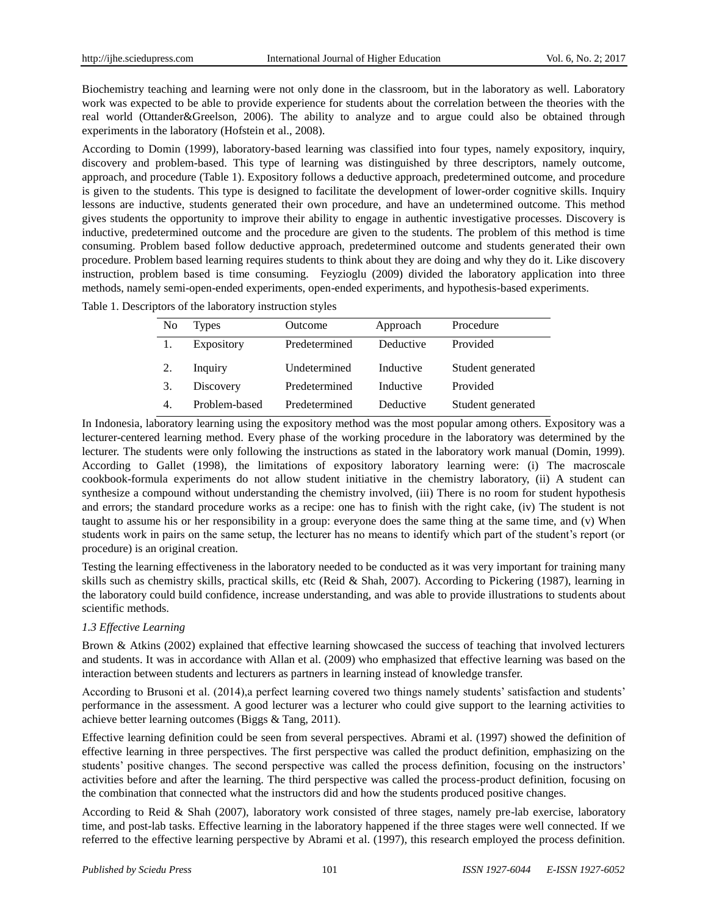Biochemistry teaching and learning were not only done in the classroom, but in the laboratory as well. Laboratory work was expected to be able to provide experience for students about the correlation between the theories with the real world (Ottander&Greelson, 2006). The ability to analyze and to argue could also be obtained through experiments in the laboratory (Hofstein et al., 2008).

According to Domin (1999), laboratory-based learning was classified into four types, namely expository, inquiry, discovery and problem-based. This type of learning was distinguished by three descriptors, namely outcome, approach, and procedure (Table 1). Expository follows a deductive approach, predetermined outcome, and procedure is given to the students. This type is designed to facilitate the development of lower-order cognitive skills. Inquiry lessons are inductive, students generated their own procedure, and have an undetermined outcome. This method gives students the opportunity to improve their ability to engage in authentic investigative processes. Discovery is inductive, predetermined outcome and the procedure are given to the students. The problem of this method is time consuming. Problem based follow deductive approach, predetermined outcome and students generated their own procedure. Problem based learning requires students to think about they are doing and why they do it. Like discovery instruction, problem based is time consuming. Feyzioglu (2009) divided the laboratory application into three methods, namely semi-open-ended experiments, open-ended experiments, and hypothesis-based experiments.

Table 1. Descriptors of the laboratory instruction styles

| No | Types | Outcome | Approach | Procedure |
|---|---|---|---|---|
| 1. | Expository | Predetermined | Deductive | Provided |
| 2. | Inquiry | Undetermined | Inductive | Student generated |
| 3. | Discovery | Predetermined | Inductive | Provided |
| 4. | Problem-based | Predetermined | Deductive | Student generated |

In Indonesia, laboratory learning using the expository method was the most popular among others. Expository was a lecturer-centered learning method. Every phase of the working procedure in the laboratory was determined by the lecturer. The students were only following the instructions as stated in the laboratory work manual (Domin, 1999). According to Gallet (1998), the limitations of expository laboratory learning were: (i) The macroscale cookbook-formula experiments do not allow student initiative in the chemistry laboratory, (ii) A student can synthesize a compound without understanding the chemistry involved, (iii) There is no room for student hypothesis and errors; the standard procedure works as a recipe: one has to finish with the right cake, (iv) The student is not taught to assume his or her responsibility in a group: everyone does the same thing at the same time, and (v) When students work in pairs on the same setup, the lecturer has no means to identify which part of the student's report (or procedure) is an original creation.

Testing the learning effectiveness in the laboratory needed to be conducted as it was very important for training many skills such as chemistry skills, practical skills, etc (Reid & Shah, 2007). According to Pickering (1987), learning in the laboratory could build confidence, increase understanding, and was able to provide illustrations to students about scientific methods.

### *1.3 Effective Learning*

Brown & Atkins (2002) explained that effective learning showcased the success of teaching that involved lecturers and students. It was in accordance with Allan et al. (2009) who emphasized that effective learning was based on the interaction between students and lecturers as partners in learning instead of knowledge transfer.

According to Brusoni et al. (2014),a perfect learning covered two things namely students' satisfaction and students' performance in the assessment. A good lecturer was a lecturer who could give support to the learning activities to achieve better learning outcomes (Biggs & Tang, 2011).

Effective learning definition could be seen from several perspectives. Abrami et al. (1997) showed the definition of effective learning in three perspectives. The first perspective was called the product definition, emphasizing on the students' positive changes. The second perspective was called the process definition, focusing on the instructors' activities before and after the learning. The third perspective was called the process-product definition, focusing on the combination that connected what the instructors did and how the students produced positive changes.

According to Reid & Shah (2007), laboratory work consisted of three stages, namely pre-lab exercise, laboratory time, and post-lab tasks. Effective learning in the laboratory happened if the three stages were well connected. If we referred to the effective learning perspective by Abrami et al. (1997), this research employed the process definition.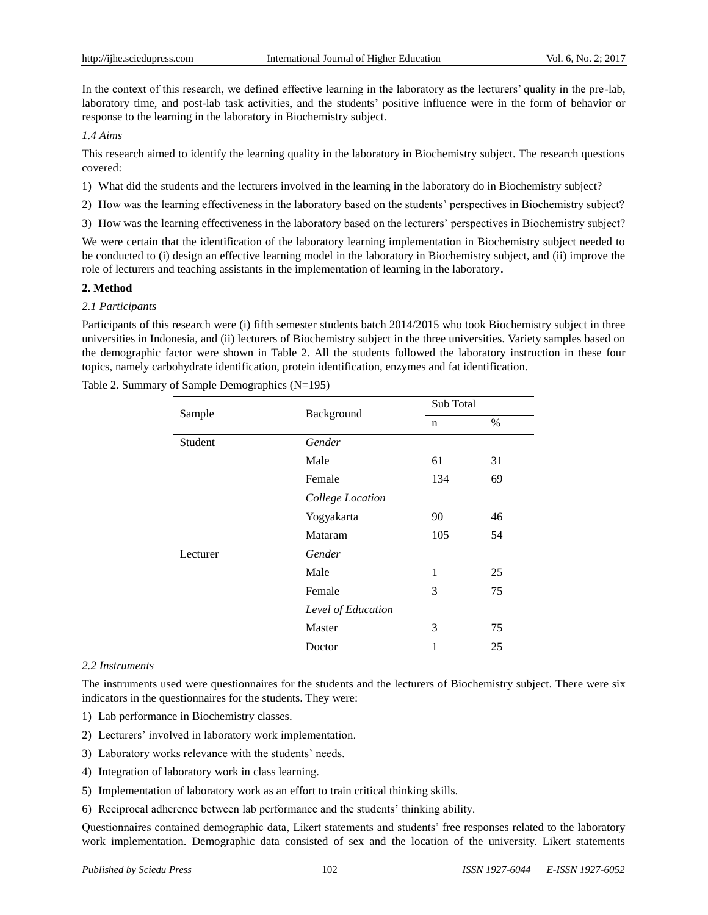In the context of this research, we defined effective learning in the laboratory as the lecturers' quality in the pre-lab, laboratory time, and post-lab task activities, and the students' positive influence were in the form of behavior or response to the learning in the laboratory in Biochemistry subject.

### *1.4 Aims*

This research aimed to identify the learning quality in the laboratory in Biochemistry subject. The research questions covered:

1) What did the students and the lecturers involved in the learning in the laboratory do in Biochemistry subject?
2) How was the learning effectiveness in the laboratory based on the students' perspectives in Biochemistry subject?
3) How was the learning effectiveness in the laboratory based on the lecturers' perspectives in Biochemistry subject?

We were certain that the identification of the laboratory learning implementation in Biochemistry subject needed to be conducted to (i) design an effective learning model in the laboratory in Biochemistry subject, and (ii) improve the role of lecturers and teaching assistants in the implementation of learning in the laboratory.

## **2. Method**

### *2.1 Participants*

Participants of this research were (i) fifth semester students batch 2014/2015 who took Biochemistry subject in three universities in Indonesia, and (ii) lecturers of Biochemistry subject in the three universities. Variety samples based on the demographic factor were shown in Table 2. All the students followed the laboratory instruction in these four topics, namely carbohydrate identification, protein identification, enzymes and fat identification.

Table 2. Summary of Sample Demographics (N=195)

| Sample | Background | Sub Total | |
|---|---|---|---|
| | | n | % |
| Student | *Gender* | | |
| | Male | 61 | 31 |
| | Female | 134 | 69 |
| | *College Location* | | |
| | Yogyakarta | 90 | 46 |
| | Mataram | 105 | 54 |
| Lecturer | *Gender* | | |
| | Male | 1 | 25 |
| | Female | 3 | 75 |
| | *Level of Education* | | |
| | Master | 3 | 75 |
| | Doctor | 1 | 25 |

### *2.2 Instruments*

The instruments used were questionnaires for the students and the lecturers of Biochemistry subject. There were six indicators in the questionnaires for the students. They were:

1) Lab performance in Biochemistry classes.
2) Lecturers' involved in laboratory work implementation.
3) Laboratory works relevance with the students' needs.
4) Integration of laboratory work in class learning.
5) Implementation of laboratory work as an effort to train critical thinking skills.
6) Reciprocal adherence between lab performance and the students' thinking ability.

Questionnaires contained demographic data, Likert statements and students' free responses related to the laboratory work implementation. Demographic data consisted of sex and the location of the university. Likert statements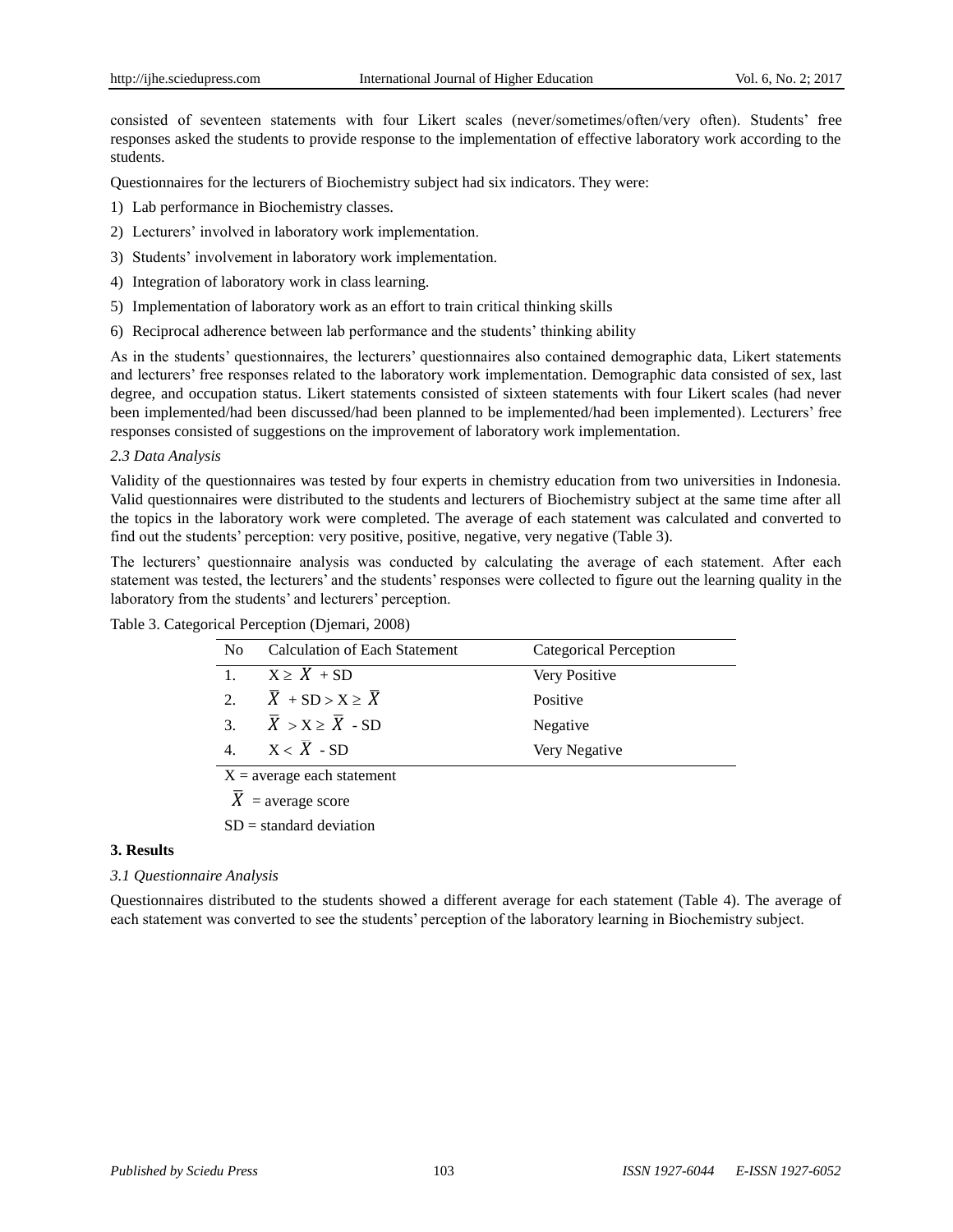consisted of seventeen statements with four Likert scales (never/sometimes/often/very often). Students' free responses asked the students to provide response to the implementation of effective laboratory work according to the students.

Questionnaires for the lecturers of Biochemistry subject had six indicators. They were:

1) Lab performance in Biochemistry classes.
2) Lecturers' involved in laboratory work implementation.
3) Students' involvement in laboratory work implementation.
4) Integration of laboratory work in class learning.
5) Implementation of laboratory work as an effort to train critical thinking skills
6) Reciprocal adherence between lab performance and the students' thinking ability

As in the students' questionnaires, the lecturers' questionnaires also contained demographic data, Likert statements and lecturers' free responses related to the laboratory work implementation. Demographic data consisted of sex, last degree, and occupation status. Likert statements consisted of sixteen statements with four Likert scales (had never been implemented/had been discussed/had been planned to be implemented/had been implemented). Lecturers' free responses consisted of suggestions on the improvement of laboratory work implementation.

*2.3 Data Analysis*

Validity of the questionnaires was tested by four experts in chemistry education from two universities in Indonesia. Valid questionnaires were distributed to the students and lecturers of Biochemistry subject at the same time after all the topics in the laboratory work were completed. The average of each statement was calculated and converted to find out the students' perception: very positive, positive, negative, very negative (Table 3).

The lecturers' questionnaire analysis was conducted by calculating the average of each statement. After each statement was tested, the lecturers' and the students' responses were collected to figure out the learning quality in the laboratory from the students' and lecturers' perception.

Table 3. Categorical Perception (Djemari, 2008)

| No | Calculation of Each Statement | Categorical Perception |
|---|---|---|
| 1. | $X \geq \bar{X} + SD$ | Very Positive |
| 2. | $\bar{X} + SD > X \geq \bar{X}$ | Positive |
| 3. | $\bar{X} > X \geq \bar{X} - SD$ | Negative |
| 4. | $X < \bar{X} - SD$ | Very Negative |

X = average each statement

$\bar{X}$ = average score

SD = standard deviation

## 3. Results

*3.1 Questionnaire Analysis*

Questionnaires distributed to the students showed a different average for each statement (Table 4). The average of each statement was converted to see the students' perception of the laboratory learning in Biochemistry subject.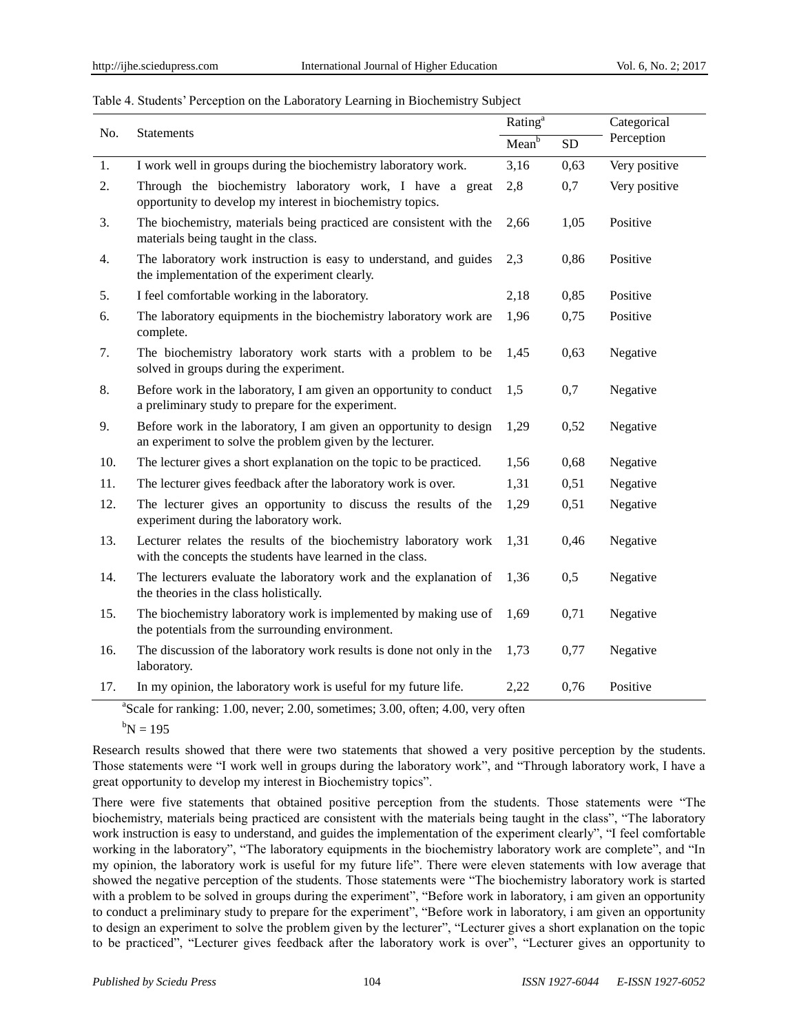Table 4. Students' Perception on the Laboratory Learning in Biochemistry Subject

| No. | Statements | Rating[a] | | Categorical Perception |
|---|---|---|---|---|
| | | Mean[b] | SD | |
| 1. | I work well in groups during the biochemistry laboratory work. | 3,16 | 0,63 | Very positive |
| 2. | Through the biochemistry laboratory work, I have a great opportunity to develop my interest in biochemistry topics. | 2,8 | 0,7 | Very positive |
| 3. | The biochemistry, materials being practiced are consistent with the materials being taught in the class. | 2,66 | 1,05 | Positive |
| 4. | The laboratory work instruction is easy to understand, and guides the implementation of the experiment clearly. | 2,3 | 0,86 | Positive |
| 5. | I feel comfortable working in the laboratory. | 2,18 | 0,85 | Positive |
| 6. | The laboratory equipments in the biochemistry laboratory work are complete. | 1,96 | 0,75 | Positive |
| 7. | The biochemistry laboratory work starts with a problem to be solved in groups during the experiment. | 1,45 | 0,63 | Negative |
| 8. | Before work in the laboratory, I am given an opportunity to conduct a preliminary study to prepare for the experiment. | 1,5 | 0,7 | Negative |
| 9. | Before work in the laboratory, I am given an opportunity to design an experiment to solve the problem given by the lecturer. | 1,29 | 0,52 | Negative |
| 10. | The lecturer gives a short explanation on the topic to be practiced. | 1,56 | 0,68 | Negative |
| 11. | The lecturer gives feedback after the laboratory work is over. | 1,31 | 0,51 | Negative |
| 12. | The lecturer gives an opportunity to discuss the results of the experiment during the laboratory work. | 1,29 | 0,51 | Negative |
| 13. | Lecturer relates the results of the biochemistry laboratory work with the concepts the students have learned in the class. | 1,31 | 0,46 | Negative |
| 14. | The lecturers evaluate the laboratory work and the explanation of the theories in the class holistically. | 1,36 | 0,5 | Negative |
| 15. | The biochemistry laboratory work is implemented by making use of the potentials from the surrounding environment. | 1,69 | 0,71 | Negative |
| 16. | The discussion of the laboratory work results is done not only in the laboratory. | 1,73 | 0,77 | Negative |
| 17. | In my opinion, the laboratory work is useful for my future life. | 2,22 | 0,76 | Positive |

[a]Scale for ranking: 1.00, never; 2.00, sometimes; 3.00, often; 4.00, very often

[b]N = 195

Research results showed that there were two statements that showed a very positive perception by the students. Those statements were "I work well in groups during the laboratory work", and "Through laboratory work, I have a great opportunity to develop my interest in Biochemistry topics".

There were five statements that obtained positive perception from the students. Those statements were "The biochemistry, materials being practiced are consistent with the materials being taught in the class", "The laboratory work instruction is easy to understand, and guides the implementation of the experiment clearly", "I feel comfortable working in the laboratory", "The laboratory equipments in the biochemistry laboratory work are complete", and "In my opinion, the laboratory work is useful for my future life". There were eleven statements with low average that showed the negative perception of the students. Those statements were "The biochemistry laboratory work is started with a problem to be solved in groups during the experiment", "Before work in laboratory, i am given an opportunity to conduct a preliminary study to prepare for the experiment", "Before work in laboratory, i am given an opportunity to design an experiment to solve the problem given by the lecturer", "Lecturer gives a short explanation on the topic to be practiced", "Lecturer gives feedback after the laboratory work is over", "Lecturer gives an opportunity to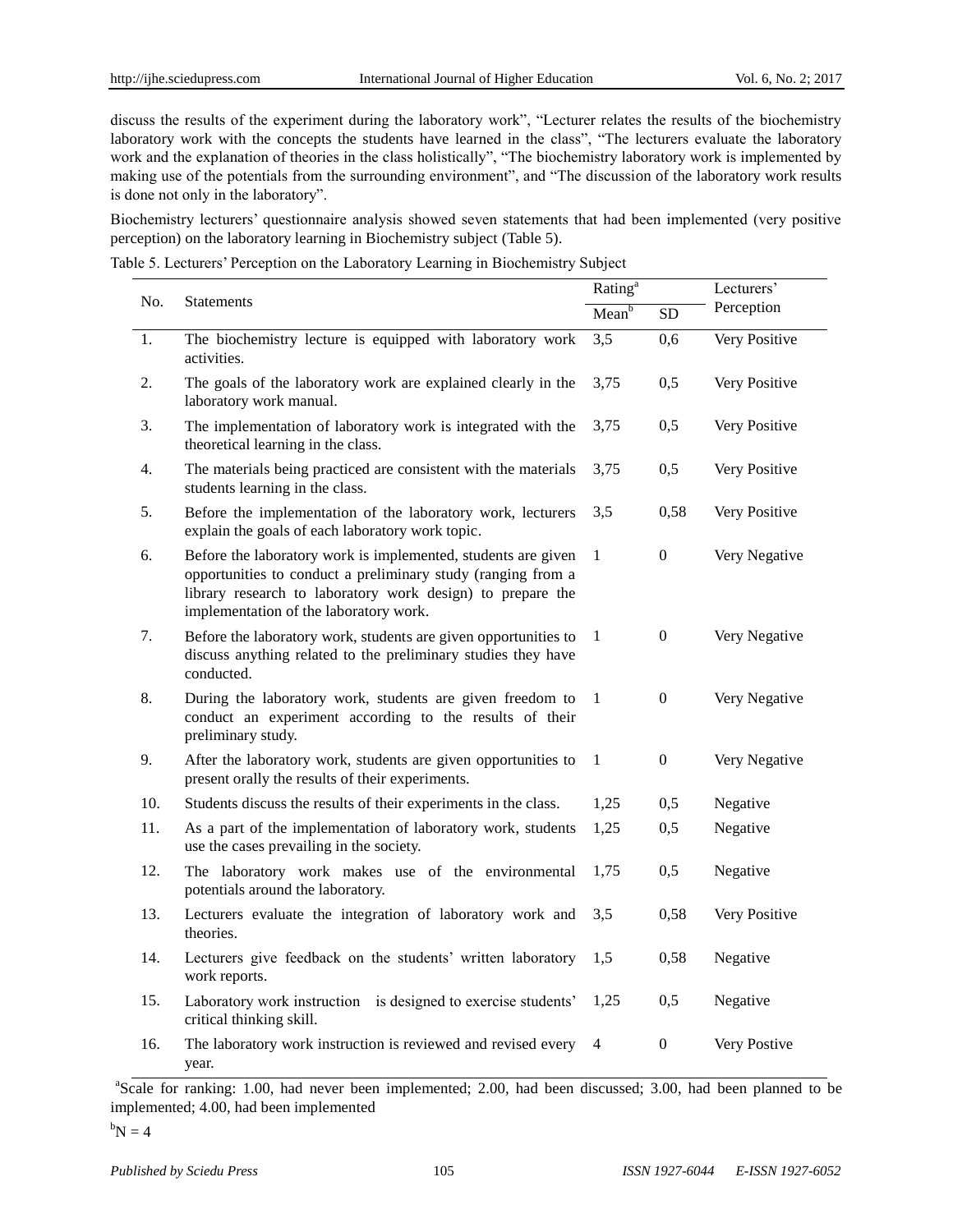discuss the results of the experiment during the laboratory work", "Lecturer relates the results of the biochemistry laboratory work with the concepts the students have learned in the class", "The lecturers evaluate the laboratory work and the explanation of theories in the class holistically", "The biochemistry laboratory work is implemented by making use of the potentials from the surrounding environment", and "The discussion of the laboratory work results is done not only in the laboratory".

Biochemistry lecturers' questionnaire analysis showed seven statements that had been implemented (very positive perception) on the laboratory learning in Biochemistry subject (Table 5).

Table 5. Lecturers' Perception on the Laboratory Learning in Biochemistry Subject

| No. | Statements | Rating[a] | | Lecturers' Perception |
|---|---|---|---|---|
| | | Mean[b] | SD | |
| 1. | The biochemistry lecture is equipped with laboratory work activities. | 3,5 | 0,6 | Very Positive |
| 2. | The goals of the laboratory work are explained clearly in the laboratory work manual. | 3,75 | 0,5 | Very Positive |
| 3. | The implementation of laboratory work is integrated with the theoretical learning in the class. | 3,75 | 0,5 | Very Positive |
| 4. | The materials being practiced are consistent with the materials students learning in the class. | 3,75 | 0,5 | Very Positive |
| 5. | Before the implementation of the laboratory work, lecturers explain the goals of each laboratory work topic. | 3,5 | 0,58 | Very Positive |
| 6. | Before the laboratory work is implemented, students are given opportunities to conduct a preliminary study (ranging from a library research to laboratory work design) to prepare the implementation of the laboratory work. | 1 | 0 | Very Negative |
| 7. | Before the laboratory work, students are given opportunities to discuss anything related to the preliminary studies they have conducted. | 1 | 0 | Very Negative |
| 8. | During the laboratory work, students are given freedom to conduct an experiment according to the results of their preliminary study. | 1 | 0 | Very Negative |
| 9. | After the laboratory work, students are given opportunities to present orally the results of their experiments. | 1 | 0 | Very Negative |
| 10. | Students discuss the results of their experiments in the class. | 1,25 | 0,5 | Negative |
| 11. | As a part of the implementation of laboratory work, students use the cases prevailing in the society. | 1,25 | 0,5 | Negative |
| 12. | The laboratory work makes use of the environmental potentials around the laboratory. | 1,75 | 0,5 | Negative |
| 13. | Lecturers evaluate the integration of laboratory work and theories. | 3,5 | 0,58 | Very Positive |
| 14. | Lecturers give feedback on the students' written laboratory work reports. | 1,5 | 0,58 | Negative |
| 15. | Laboratory work instruction is designed to exercise students' critical thinking skill. | 1,25 | 0,5 | Negative |
| 16. | The laboratory work instruction is reviewed and revised every year. | 4 | 0 | Very Postive |

[a]Scale for ranking: 1.00, had never been implemented; 2.00, had been discussed; 3.00, had been planned to be implemented; 4.00, had been implemented

[b]N = 4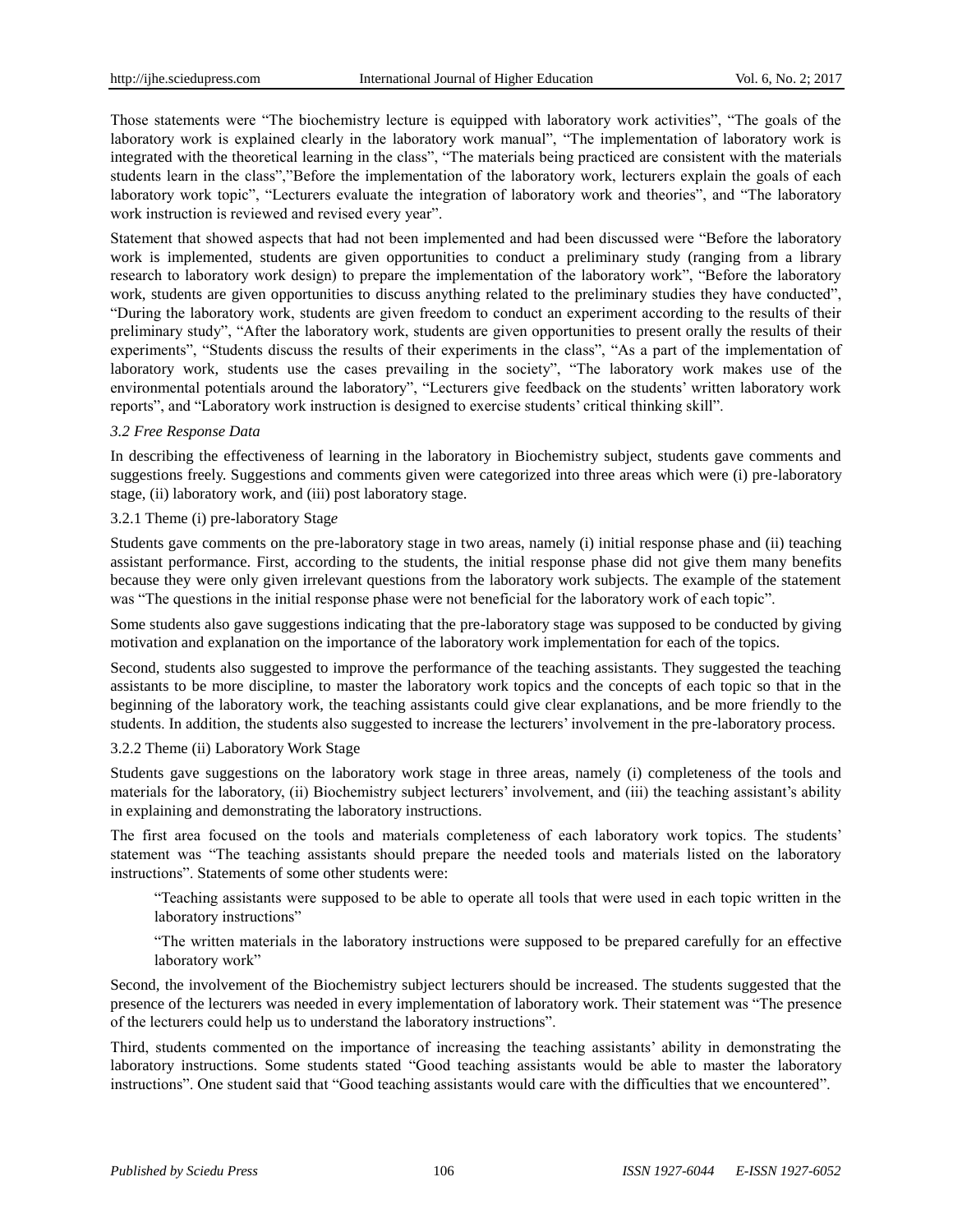Those statements were "The biochemistry lecture is equipped with laboratory work activities", "The goals of the laboratory work is explained clearly in the laboratory work manual", "The implementation of laboratory work is integrated with the theoretical learning in the class", "The materials being practiced are consistent with the materials students learn in the class","Before the implementation of the laboratory work, lecturers explain the goals of each laboratory work topic", "Lecturers evaluate the integration of laboratory work and theories", and "The laboratory work instruction is reviewed and revised every year".

Statement that showed aspects that had not been implemented and had been discussed were "Before the laboratory work is implemented, students are given opportunities to conduct a preliminary study (ranging from a library research to laboratory work design) to prepare the implementation of the laboratory work", "Before the laboratory work, students are given opportunities to discuss anything related to the preliminary studies they have conducted", "During the laboratory work, students are given freedom to conduct an experiment according to the results of their preliminary study", "After the laboratory work, students are given opportunities to present orally the results of their experiments", "Students discuss the results of their experiments in the class", "As a part of the implementation of laboratory work, students use the cases prevailing in the society", "The laboratory work makes use of the environmental potentials around the laboratory", "Lecturers give feedback on the students' written laboratory work reports", and "Laboratory work instruction is designed to exercise students' critical thinking skill".

### *3.2 Free Response Data*

In describing the effectiveness of learning in the laboratory in Biochemistry subject, students gave comments and suggestions freely. Suggestions and comments given were categorized into three areas which were (i) pre-laboratory stage, (ii) laboratory work, and (iii) post laboratory stage.

#### 3.2.1 Theme (i) pre-laboratory Stag*e*

Students gave comments on the pre-laboratory stage in two areas, namely (i) initial response phase and (ii) teaching assistant performance. First, according to the students, the initial response phase did not give them many benefits because they were only given irrelevant questions from the laboratory work subjects. The example of the statement was "The questions in the initial response phase were not beneficial for the laboratory work of each topic".

Some students also gave suggestions indicating that the pre-laboratory stage was supposed to be conducted by giving motivation and explanation on the importance of the laboratory work implementation for each of the topics.

Second, students also suggested to improve the performance of the teaching assistants. They suggested the teaching assistants to be more discipline, to master the laboratory work topics and the concepts of each topic so that in the beginning of the laboratory work, the teaching assistants could give clear explanations, and be more friendly to the students. In addition, the students also suggested to increase the lecturers' involvement in the pre-laboratory process.

#### 3.2.2 Theme (ii) Laboratory Work Stage

Students gave suggestions on the laboratory work stage in three areas, namely (i) completeness of the tools and materials for the laboratory, (ii) Biochemistry subject lecturers' involvement, and (iii) the teaching assistant's ability in explaining and demonstrating the laboratory instructions.

The first area focused on the tools and materials completeness of each laboratory work topics. The students' statement was "The teaching assistants should prepare the needed tools and materials listed on the laboratory instructions". Statements of some other students were:

> "Teaching assistants were supposed to be able to operate all tools that were used in each topic written in the laboratory instructions"

> "The written materials in the laboratory instructions were supposed to be prepared carefully for an effective laboratory work"

Second, the involvement of the Biochemistry subject lecturers should be increased. The students suggested that the presence of the lecturers was needed in every implementation of laboratory work. Their statement was "The presence of the lecturers could help us to understand the laboratory instructions".

Third, students commented on the importance of increasing the teaching assistants' ability in demonstrating the laboratory instructions. Some students stated "Good teaching assistants would be able to master the laboratory instructions". One student said that "Good teaching assistants would care with the difficulties that we encountered".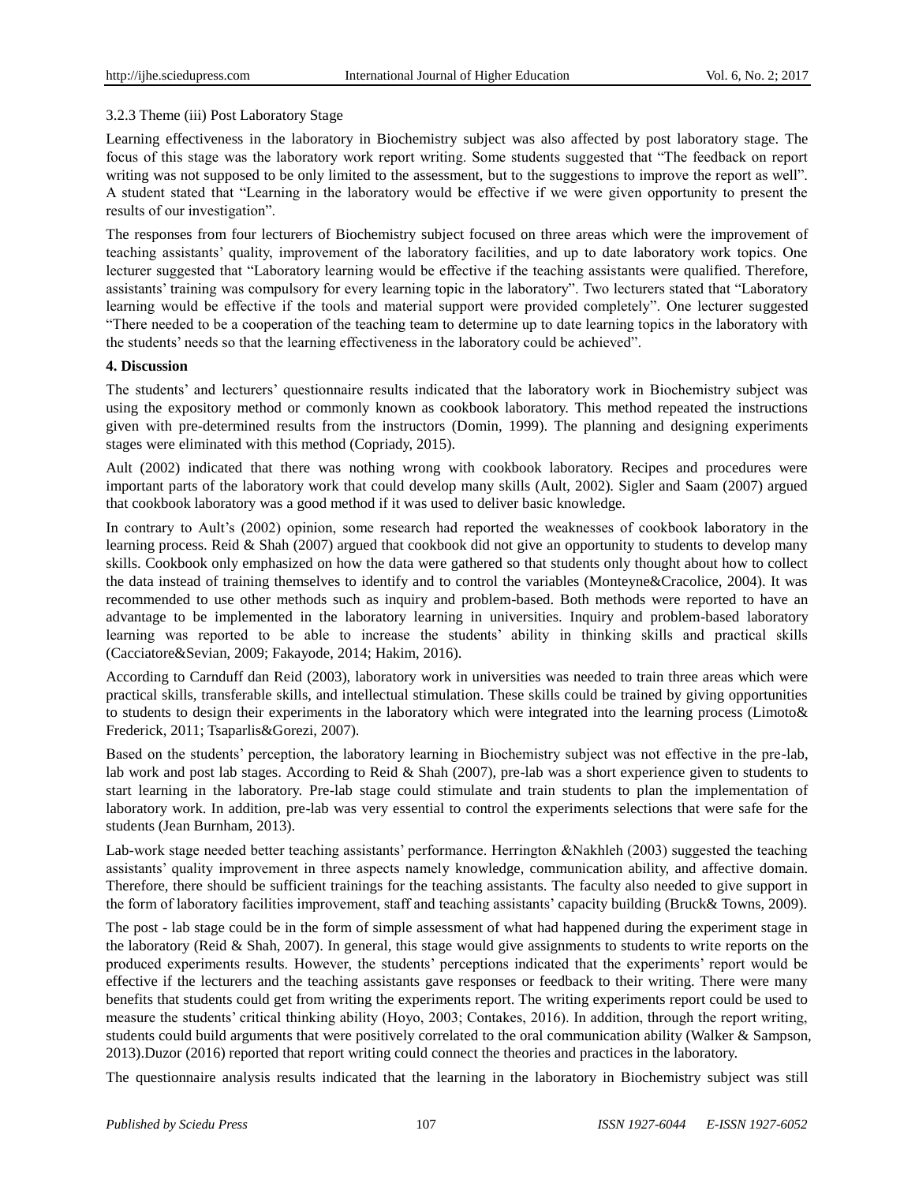3.2.3 Theme (iii) Post Laboratory Stage

Learning effectiveness in the laboratory in Biochemistry subject was also affected by post laboratory stage. The focus of this stage was the laboratory work report writing. Some students suggested that "The feedback on report writing was not supposed to be only limited to the assessment, but to the suggestions to improve the report as well". A student stated that "Learning in the laboratory would be effective if we were given opportunity to present the results of our investigation".

The responses from four lecturers of Biochemistry subject focused on three areas which were the improvement of teaching assistants' quality, improvement of the laboratory facilities, and up to date laboratory work topics. One lecturer suggested that "Laboratory learning would be effective if the teaching assistants were qualified. Therefore, assistants' training was compulsory for every learning topic in the laboratory". Two lecturers stated that "Laboratory learning would be effective if the tools and material support were provided completely". One lecturer suggested "There needed to be a cooperation of the teaching team to determine up to date learning topics in the laboratory with the students' needs so that the learning effectiveness in the laboratory could be achieved".

**4. Discussion**

The students' and lecturers' questionnaire results indicated that the laboratory work in Biochemistry subject was using the expository method or commonly known as cookbook laboratory. This method repeated the instructions given with pre-determined results from the instructors (Domin, 1999). The planning and designing experiments stages were eliminated with this method (Copriady, 2015).

Ault (2002) indicated that there was nothing wrong with cookbook laboratory. Recipes and procedures were important parts of the laboratory work that could develop many skills (Ault, 2002). Sigler and Saam (2007) argued that cookbook laboratory was a good method if it was used to deliver basic knowledge.

In contrary to Ault's (2002) opinion, some research had reported the weaknesses of cookbook laboratory in the learning process. Reid & Shah (2007) argued that cookbook did not give an opportunity to students to develop many skills. Cookbook only emphasized on how the data were gathered so that students only thought about how to collect the data instead of training themselves to identify and to control the variables (Monteyne&Cracolice, 2004). It was recommended to use other methods such as inquiry and problem-based. Both methods were reported to have an advantage to be implemented in the laboratory learning in universities. Inquiry and problem-based laboratory learning was reported to be able to increase the students' ability in thinking skills and practical skills (Cacciatore&Sevian, 2009; Fakayode, 2014; Hakim, 2016).

According to Carnduff dan Reid (2003), laboratory work in universities was needed to train three areas which were practical skills, transferable skills, and intellectual stimulation. These skills could be trained by giving opportunities to students to design their experiments in the laboratory which were integrated into the learning process (Limoto& Frederick, 2011; Tsaparlis&Gorezi, 2007).

Based on the students' perception, the laboratory learning in Biochemistry subject was not effective in the pre-lab, lab work and post lab stages. According to Reid & Shah (2007), pre-lab was a short experience given to students to start learning in the laboratory. Pre-lab stage could stimulate and train students to plan the implementation of laboratory work. In addition, pre-lab was very essential to control the experiments selections that were safe for the students (Jean Burnham, 2013).

Lab-work stage needed better teaching assistants' performance. Herrington &Nakhleh (2003) suggested the teaching assistants' quality improvement in three aspects namely knowledge, communication ability, and affective domain. Therefore, there should be sufficient trainings for the teaching assistants. The faculty also needed to give support in the form of laboratory facilities improvement, staff and teaching assistants' capacity building (Bruck& Towns, 2009).

The post - lab stage could be in the form of simple assessment of what had happened during the experiment stage in the laboratory (Reid & Shah, 2007). In general, this stage would give assignments to students to write reports on the produced experiments results. However, the students' perceptions indicated that the experiments' report would be effective if the lecturers and the teaching assistants gave responses or feedback to their writing. There were many benefits that students could get from writing the experiments report. The writing experiments report could be used to measure the students' critical thinking ability (Hoyo, 2003; Contakes, 2016). In addition, through the report writing, students could build arguments that were positively correlated to the oral communication ability (Walker & Sampson, 2013).Duzor (2016) reported that report writing could connect the theories and practices in the laboratory.

The questionnaire analysis results indicated that the learning in the laboratory in Biochemistry subject was still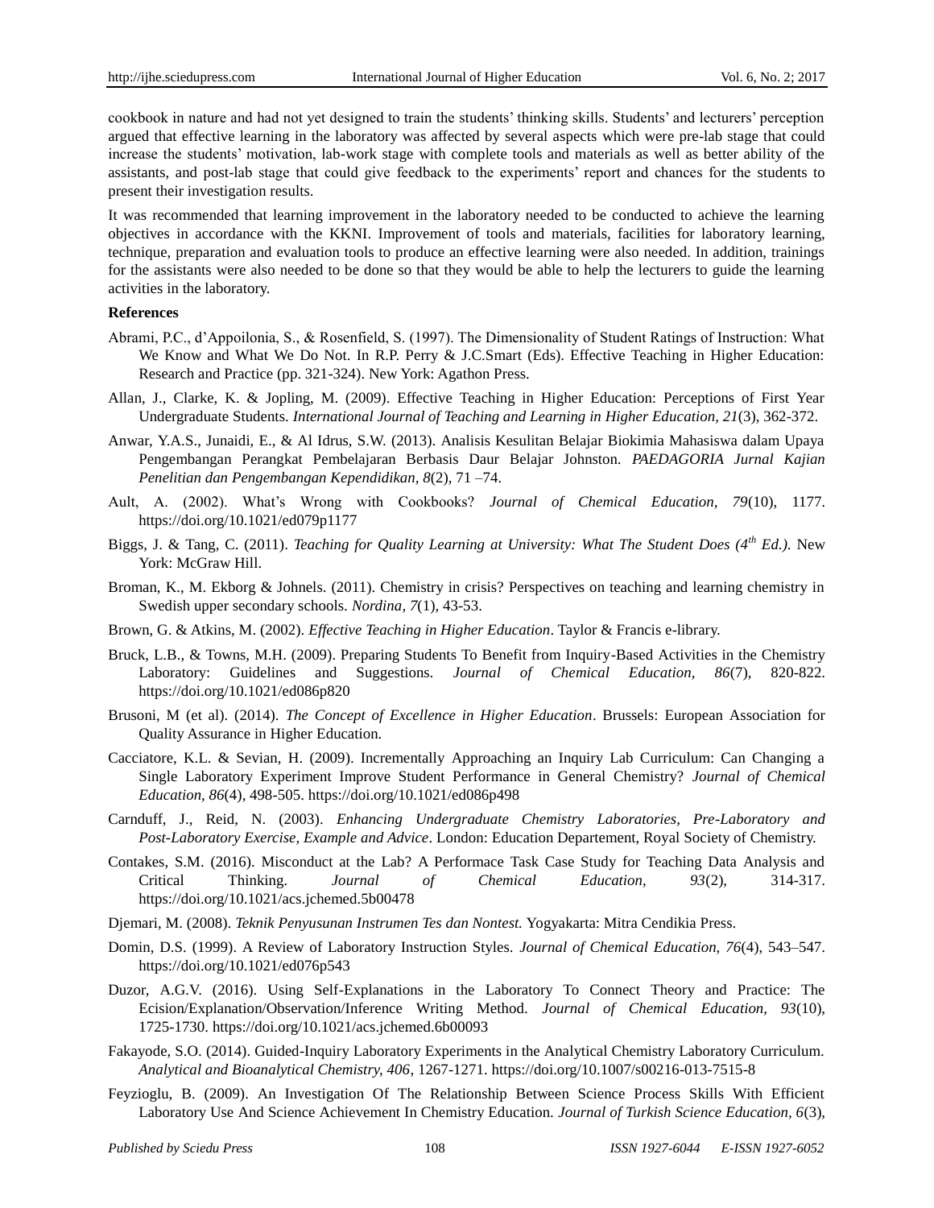cookbook in nature and had not yet designed to train the students' thinking skills. Students' and lecturers' perception argued that effective learning in the laboratory was affected by several aspects which were pre-lab stage that could increase the students' motivation, lab-work stage with complete tools and materials as well as better ability of the assistants, and post-lab stage that could give feedback to the experiments' report and chances for the students to present their investigation results.

It was recommended that learning improvement in the laboratory needed to be conducted to achieve the learning objectives in accordance with the KKNI. Improvement of tools and materials, facilities for laboratory learning, technique, preparation and evaluation tools to produce an effective learning were also needed. In addition, trainings for the assistants were also needed to be done so that they would be able to help the lecturers to guide the learning activities in the laboratory.

**References**

Abrami, P.C., d'Appoilonia, S., & Rosenfield, S. (1997). The Dimensionality of Student Ratings of Instruction: What We Know and What We Do Not. In R.P. Perry & J.C.Smart (Eds). Effective Teaching in Higher Education: Research and Practice (pp. 321-324). New York: Agathon Press.

Allan, J., Clarke, K. & Jopling, M. (2009). Effective Teaching in Higher Education: Perceptions of First Year Undergraduate Students. *International Journal of Teaching and Learning in Higher Education, 21*(3), 362-372.

Anwar, Y.A.S., Junaidi, E., & Al Idrus, S.W. (2013). Analisis Kesulitan Belajar Biokimia Mahasiswa dalam Upaya Pengembangan Perangkat Pembelajaran Berbasis Daur Belajar Johnston. *PAEDAGORIA Jurnal Kajian Penelitian dan Pengembangan Kependidikan, 8*(2), 71 –74.

Ault, A. (2002). What's Wrong with Cookbooks? *Journal of Chemical Education, 79*(10), 1177. https://doi.org/10.1021/ed079p1177

Biggs, J. & Tang, C. (2011). *Teaching for Quality Learning at University: What The Student Does (4th Ed.).* New York: McGraw Hill.

Broman, K., M. Ekborg & Johnels. (2011). Chemistry in crisis? Perspectives on teaching and learning chemistry in Swedish upper secondary schools. *Nordina, 7*(1), 43-53.

Brown, G. & Atkins, M. (2002). *Effective Teaching in Higher Education*. Taylor & Francis e-library.

Bruck, L.B., & Towns, M.H. (2009). Preparing Students To Benefit from Inquiry-Based Activities in the Chemistry Laboratory: Guidelines and Suggestions. *Journal of Chemical Education, 86*(7), 820-822. https://doi.org/10.1021/ed086p820

Brusoni, M (et al). (2014). *The Concept of Excellence in Higher Education*. Brussels: European Association for Quality Assurance in Higher Education.

Cacciatore, K.L. & Sevian, H. (2009). Incrementally Approaching an Inquiry Lab Curriculum: Can Changing a Single Laboratory Experiment Improve Student Performance in General Chemistry? *Journal of Chemical Education, 86*(4), 498-505. https://doi.org/10.1021/ed086p498

Carnduff, J., Reid, N. (2003). *Enhancing Undergraduate Chemistry Laboratories, Pre-Laboratory and Post-Laboratory Exercise, Example and Advice*. London: Education Departement, Royal Society of Chemistry.

Contakes, S.M. (2016). Misconduct at the Lab? A Performace Task Case Study for Teaching Data Analysis and Critical Thinking. *Journal of Chemical Education, 93*(2), 314-317. https://doi.org/10.1021/acs.jchemed.5b00478

Djemari, M. (2008). *Teknik Penyusunan Instrumen Tes dan Nontest.* Yogyakarta: Mitra Cendikia Press.

Domin, D.S. (1999). A Review of Laboratory Instruction Styles. *Journal of Chemical Education, 76*(4), 543–547. https://doi.org/10.1021/ed076p543

Duzor, A.G.V. (2016). Using Self-Explanations in the Laboratory To Connect Theory and Practice: The Ecision/Explanation/Observation/Inference Writing Method. *Journal of Chemical Education, 93*(10), 1725-1730. https://doi.org/10.1021/acs.jchemed.6b00093

Fakayode, S.O. (2014). Guided-Inquiry Laboratory Experiments in the Analytical Chemistry Laboratory Curriculum. *Analytical and Bioanalytical Chemistry, 406*, 1267-1271. https://doi.org/10.1007/s00216-013-7515-8

Feyzioglu, B. (2009). An Investigation Of The Relationship Between Science Process Skills With Efficient Laboratory Use And Science Achievement In Chemistry Education. *Journal of Turkish Science Education, 6*(3),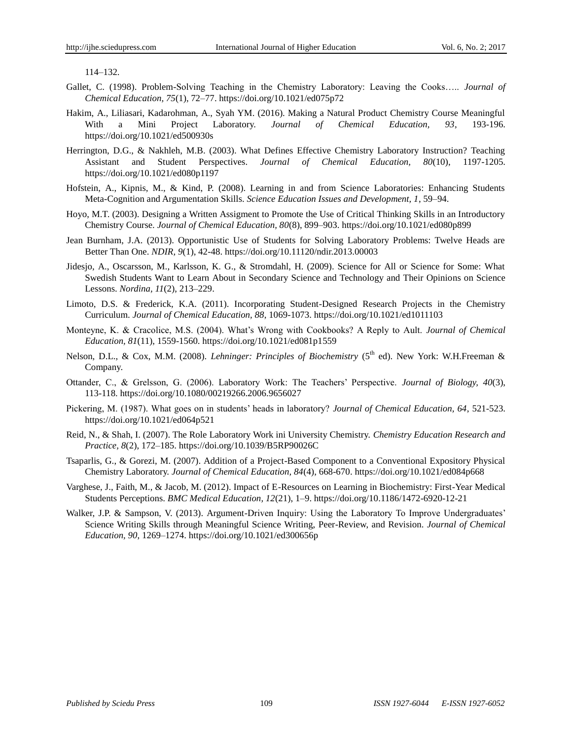114–132.

Gallet, C. (1998). Problem-Solving Teaching in the Chemistry Laboratory: Leaving the Cooks….. *Journal of Chemical Education, 75*(1), 72–77. https://doi.org/10.1021/ed075p72

Hakim, A., Liliasari, Kadarohman, A., Syah YM. (2016). Making a Natural Product Chemistry Course Meaningful With a Mini Project Laboratory. *Journal of Chemical Education, 93*, 193-196. https://doi.org/10.1021/ed500930s

Herrington, D.G., & Nakhleh, M.B. (2003). What Defines Effective Chemistry Laboratory Instruction? Teaching Assistant and Student Perspectives. *Journal of Chemical Education, 80*(10), 1197-1205. https://doi.org/10.1021/ed080p1197

Hofstein, A., Kipnis, M., & Kind, P. (2008). Learning in and from Science Laboratories: Enhancing Students Meta-Cognition and Argumentation Skills. *Science Education Issues and Development, 1*, 59–94.

Hoyo, M.T. (2003). Designing a Written Assigment to Promote the Use of Critical Thinking Skills in an Introductory Chemistry Course. *Journal of Chemical Education, 80*(8), 899–903. https://doi.org/10.1021/ed080p899

Jean Burnham, J.A. (2013). Opportunistic Use of Students for Solving Laboratory Problems: Twelve Heads are Better Than One. *NDIR, 9*(1), 42-48. https://doi.org/10.11120/ndir.2013.00003

Jidesjo, A., Oscarsson, M., Karlsson, K. G., & Stromdahl, H. (2009). Science for All or Science for Some: What Swedish Students Want to Learn About in Secondary Science and Technology and Their Opinions on Science Lessons. *Nordina, 11*(2), 213–229.

Limoto, D.S. & Frederick, K.A. (2011). Incorporating Student-Designed Research Projects in the Chemistry Curriculum. *Journal of Chemical Education, 88*, 1069-1073. https://doi.org/10.1021/ed1011103

Monteyne, K. & Cracolice, M.S. (2004). What's Wrong with Cookbooks? A Reply to Ault. *Journal of Chemical Education, 81*(11), 1559-1560. https://doi.org/10.1021/ed081p1559

Nelson, D.L., & Cox, M.M. (2008). *Lehninger: Principles of Biochemistry* (5th ed). New York: W.H.Freeman & Company.

Ottander, C., & Grelsson, G. (2006). Laboratory Work: The Teachers' Perspective. *Journal of Biology, 40*(3), 113-118. https://doi.org/10.1080/00219266.2006.9656027

Pickering, M. (1987). What goes on in students' heads in laboratory? *Journal of Chemical Education, 64*, 521-523. https://doi.org/10.1021/ed064p521

Reid, N., & Shah, I. (2007). The Role Laboratory Work ini University Chemistry. *Chemistry Education Research and Practice, 8*(2), 172–185. https://doi.org/10.1039/B5RP90026C

Tsaparlis, G., & Gorezi, M. (2007). Addition of a Project-Based Component to a Conventional Expository Physical Chemistry Laboratory. *Journal of Chemical Education, 84*(4), 668-670. https://doi.org/10.1021/ed084p668

Varghese, J., Faith, M., & Jacob, M. (2012). Impact of E-Resources on Learning in Biochemistry: First-Year Medical Students Perceptions. *BMC Medical Education, 12*(21), 1–9. https://doi.org/10.1186/1472-6920-12-21

Walker, J.P. & Sampson, V. (2013). Argument-Driven Inquiry: Using the Laboratory To Improve Undergraduates' Science Writing Skills through Meaningful Science Writing, Peer-Review, and Revision. *Journal of Chemical Education, 90*, 1269–1274. https://doi.org/10.1021/ed300656p